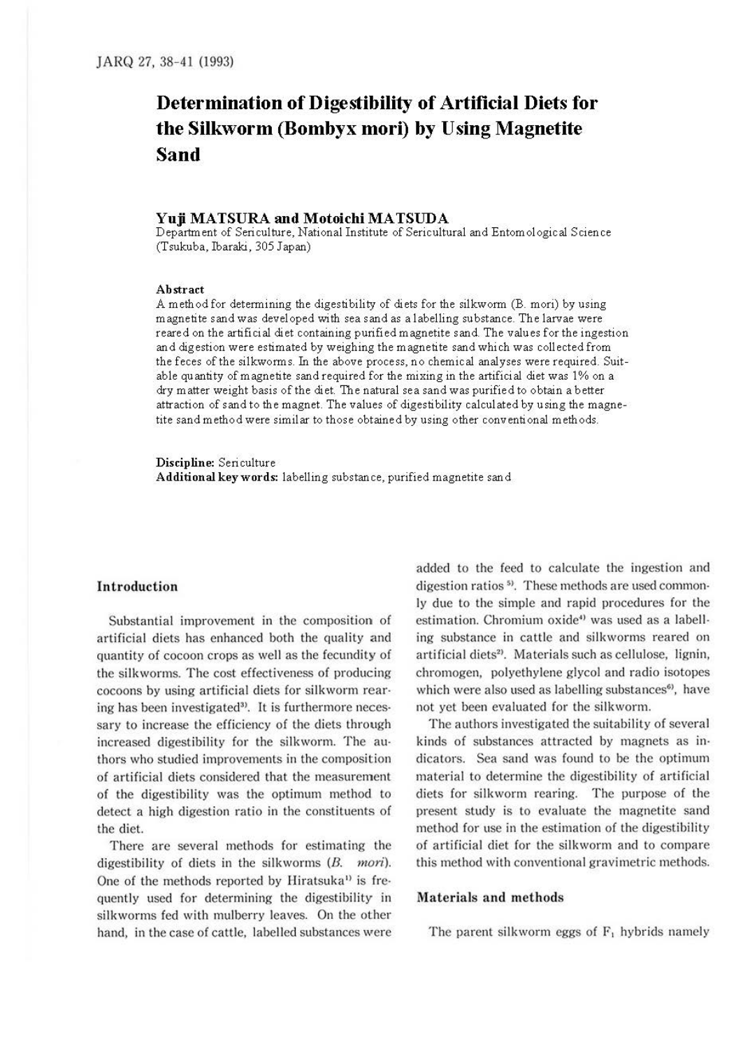# Determination of Digestibility of Artificial Diets for the Silkworm (Bombyx mori) by Using Magnetite Sand

**Yuji MATSURA and Motoichi MATSUDA**

Department of Sericulture, National Institute of Sericultural and Entomological Science (Tsukuba, Ibaraki, 305 Japan)

### Abstract

A method for determining the digestibility of diets for the silkworm (B. mori) by using magnetite sand was developed with sea sand as a labelling substance. The larvae were reared on the artificial diet containing purified magnetite sand. The values for the ingestion and digestion were estimated by weighing the magnetite sand which was collected from the feces of the silkworms. In the above process, no chemical analyses were required. Suitable quantity of magnetite sand required for the mixing in the artificial diet was 1% on a dry matter weight basis of the diet. The natural sea sand was purified to obtain a better attraction of sand to the magnet. The values of digestibility calculated by using the magnetite sand method were similar to those obtained by using other conventional methods.

**Discipline:** Sericulture
**Additional key words:** labelling substance, purified magnetite sand

## Introduction

Substantial improvement in the composition of artificial diets has enhanced both the quality and quantity of cocoon crops as well as the fecundity of the silkworms. The cost effectiveness of producing cocoons by using artificial diets for silkworm rearing has been investigated[3]. It is furthermore necessary to increase the efficiency of the diets through increased digestibility for the silkworm. The authors who studied improvements in the composition of artificial diets considered that the measurement of the digestibility was the optimum method to detect a high digestion ratio in the constituents of the diet.

There are several methods for estimating the digestibility of diets in the silkworms (*B. mori*). One of the methods reported by Hiratsuka[1] is frequently used for determining the digestibility in silkworms fed with mulberry leaves. On the other hand, in the case of cattle, labelled substances were added to the feed to calculate the ingestion and digestion ratios[5]. These methods are used commonly due to the simple and rapid procedures for the estimation. Chromium oxide[4] was used as a labelling substance in cattle and silkworms reared on artificial diets[2]. Materials such as cellulose, lignin, chromogen, polyethylene glycol and radio isotopes which were also used as labelling substances[6], have not yet been evaluated for the silkworm.

The authors investigated the suitability of several kinds of substances attracted by magnets as indicators. Sea sand was found to be the optimum material to determine the digestibility of artificial diets for silkworm rearing. The purpose of the present study is to evaluate the magnetite sand method for use in the estimation of the digestibility of artificial diet for the silkworm and to compare this method with conventional gravimetric methods.

## Materials and methods

The parent silkworm eggs of $F_1$ hybrids namely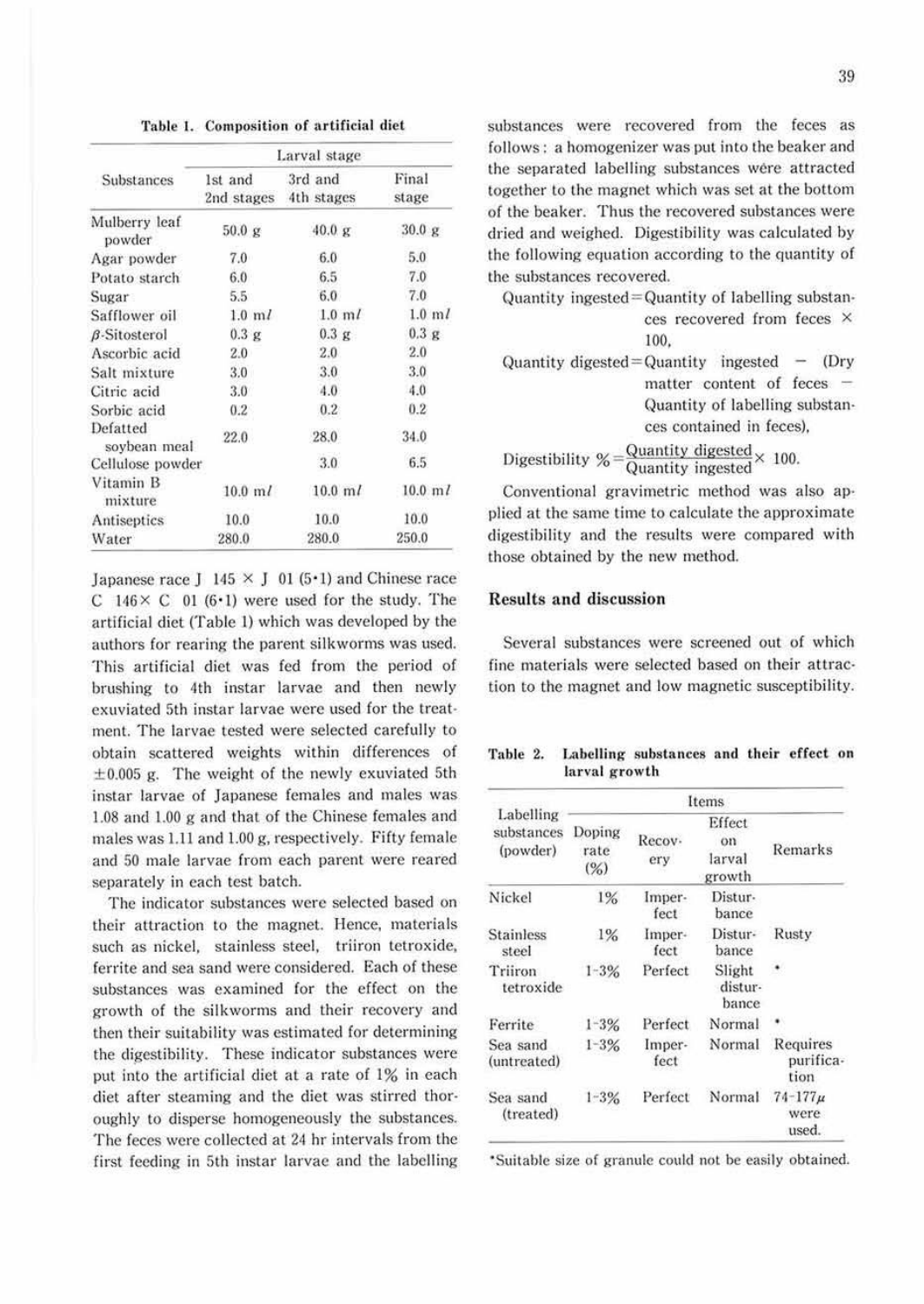**Table 1. Composition of artificial diet**

| Substances | Larval stage | | |
|---|---|---|---|
| | 1st and 2nd stages | 3rd and 4th stages | Final stage |
| Mulberry leaf powder | 50.0 g | 40.0 g | 30.0 g |
| Agar powder | 7.0 | 6.0 | 5.0 |
| Potato starch | 6.0 | 6.5 | 7.0 |
| Sugar | 5.5 | 6.0 | 7.0 |
| Safflower oil | 1.0 ml | 1.0 ml | 1.0 ml |
| β-Sitosterol | 0.3 g | 0.3 g | 0.3 g |
| Ascorbic acid | 2.0 | 2.0 | 2.0 |
| Salt mixture | 3.0 | 3.0 | 3.0 |
| Citric acid | 3.0 | 4.0 | 4.0 |
| Sorbic acid | 0.2 | 0.2 | 0.2 |
| Defatted soybean meal | 22.0 | 28.0 | 34.0 |
| Cellulose powder | | 3.0 | 6.5 |
| Vitamin B mixture | 10.0 ml | 10.0 ml | 10.0 ml |
| Antiseptics | 10.0 | 10.0 | 10.0 |
| Water | 280.0 | 280.0 | 250.0 |

Japanese race J 145 × J 01 (5·1) and Chinese race C 146× C 01 (6·1) were used for the study. The artificial diet (Table 1) which was developed by the authors for rearing the parent silkworms was used. This artificial diet was fed from the period of brushing to 4th instar larvae and then newly exuviated 5th instar larvae were used for the treatment. The larvae tested were selected carefully to obtain scattered weights within differences of ±0.005 g. The weight of the newly exuviated 5th instar larvae of Japanese females and males was 1.08 and 1.00 g and that of the Chinese females and males was 1.11 and 1.00 g, respectively. Fifty female and 50 male larvae from each parent were reared separately in each test batch.

The indicator substances were selected based on their attraction to the magnet. Hence, materials such as nickel, stainless steel, triiron tetroxide, ferrite and sea sand were considered. Each of these substances was examined for the effect on the growth of the silkworms and their recovery and then their suitability was estimated for determining the digestibility. These indicator substances were put into the artificial diet at a rate of 1% in each diet after steaming and the diet was stirred thoroughly to disperse homogeneously the substances. The feces were collected at 24 hr intervals from the first feeding in 5th instar larvae and the labelling substances were recovered from the feces as follows: a homogenizer was put into the beaker and the separated labelling substances were attracted together to the magnet which was set at the bottom of the beaker. Thus the recovered substances were dried and weighed. Digestibility was calculated by the following equation according to the quantity of the substances recovered.

Quantity ingested = Quantity of labelling substances recovered from feces × 100,

Quantity digested = Quantity ingested − (Dry matter content of feces − Quantity of labelling substances contained in feces),

$$\text{Digestibility } \% = \frac{\text{Quantity digested}}{\text{Quantity ingested}} \times 100.$$

Conventional gravimetric method was also applied at the same time to calculate the approximate digestibility and the results were compared with those obtained by the new method.

## Results and discussion

Several substances were screened out of which fine materials were selected based on their attraction to the magnet and low magnetic susceptibility.

**Table 2. Labelling substances and their effect on larval growth**

| Labelling substances (powder) | Items | | | |
|---|---|---|---|---|
| | Doping rate (%) | Recovery | Effect on larval growth | Remarks |
| Nickel | 1% | Imperfect | Disturbance | |
| Stainless steel | 1% | Imperfect | Disturbance | Rusty |
| Triiron tetroxide | 1-3% | Perfect | Slight disturbance | * |
| Ferrite | 1-3% | Perfect | Normal | * |
| Sea sand (untreated) | 1-3% | Imperfect | Normal | Requires purification |
| Sea sand (treated) | 1-3% | Perfect | Normal | 74-177μ were used. |

*Suitable size of granule could not be easily obtained.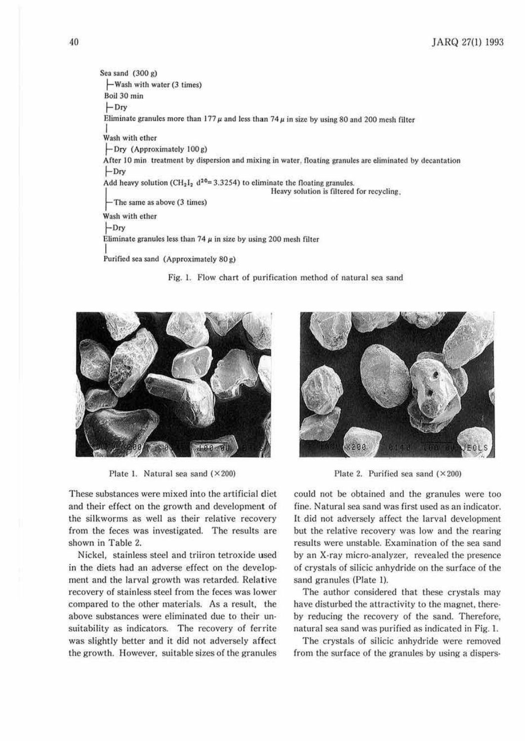Sea sand (300 g)
├─Wash with water (3 times)
Boil 30 min
├─Dry
Eliminate granules more than 177 μ and less than 74 μ in size by using 80 and 200 mesh filter
│
Wash with ether
├─Dry (Approximately 100 g)
After 10 min treatment by dispersion and mixing in water, floating granules are eliminated by decantation
├─Dry
Add heavy solution ($CH_2I_2$ $d^{20}$= 3.3254) to eliminate the floating granules.
Heavy solution is filtered for recycling.
├─The same as above (3 times)
Wash with ether
├─Dry
Eliminate granules less than 74 μ in size by using 200 mesh filter
│
Purified sea sand (Approximately 80 g)

Fig. 1. Flow chart of purification method of natural sea sand

Plate 1. Natural sea sand (×200)

Plate 2. Purified sea sand (×200)

These substances were mixed into the artificial diet and their effect on the growth and development of the silkworms as well as their relative recovery from the feces was investigated. The results are shown in Table 2.

Nickel, stainless steel and triiron tetroxide used in the diets had an adverse effect on the development and the larval growth was retarded. Relative recovery of stainless steel from the feces was lower compared to the other materials. As a result, the above substances were eliminated due to their unsuitability as indicators. The recovery of ferrite was slightly better and it did not adversely affect the growth. However, suitable sizes of the granules could not be obtained and the granules were too fine. Natural sea sand was first used as an indicator. It did not adversely affect the larval development but the relative recovery was low and the rearing results were unstable. Examination of the sea sand by an X-ray micro-analyzer, revealed the presence of crystals of silicic anhydride on the surface of the sand granules (Plate 1).

The author considered that these crystals may have disturbed the attractivity to the magnet, thereby reducing the recovery of the sand. Therefore, natural sea sand was purified as indicated in Fig. 1.

The crystals of silicic anhydride were removed from the surface of the granules by using a dispers-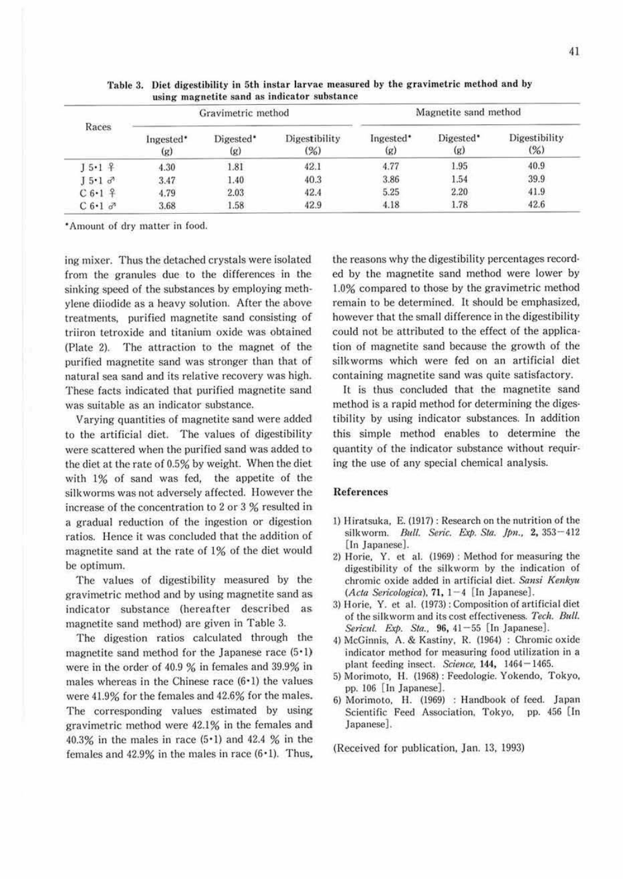Table 3. Diet digestibility in 5th instar larvae measured by the gravimetric method and by using magnetite sand as indicator substance

| Races | Gravimetric method | | | Magnetite sand method | | |
|---|---|---|---|---|---|---|
| | Ingested* (g) | Digested* (g) | Digestibility (%) | Ingested* (g) | Digested* (g) | Digestibility (%) |
| J 5·1 ♀ | 4.30 | 1.81 | 42.1 | 4.77 | 1.95 | 40.9 |
| J 5·1 ♂ | 3.47 | 1.40 | 40.3 | 3.86 | 1.54 | 39.9 |
| C 6·1 ♀ | 4.79 | 2.03 | 42.4 | 5.25 | 2.20 | 41.9 |
| C 6·1 ♂ | 3.68 | 1.58 | 42.9 | 4.18 | 1.78 | 42.6 |

*Amount of dry matter in food.

ing mixer. Thus the detached crystals were isolated from the granules due to the differences in the sinking speed of the substances by employing methylene diiodide as a heavy solution. After the above treatments, purified magnetite sand consisting of triiron tetroxide and titanium oxide was obtained (Plate 2). The attraction to the magnet of the purified magnetite sand was stronger than that of natural sea sand and its relative recovery was high. These facts indicated that purified magnetite sand was suitable as an indicator substance.

Varying quantities of magnetite sand were added to the artificial diet. The values of digestibility were scattered when the purified sand was added to the diet at the rate of 0.5% by weight. When the diet with 1% of sand was fed, the appetite of the silkworms was not adversely affected. However the increase of the concentration to 2 or 3 % resulted in a gradual reduction of the ingestion or digestion ratios. Hence it was concluded that the addition of magnetite sand at the rate of 1% of the diet would be optimum.

The values of digestibility measured by the gravimetric method and by using magnetite sand as indicator substance (hereafter described as magnetite sand method) are given in Table 3.

The digestion ratios calculated through the magnetite sand method for the Japanese race (5·1) were in the order of 40.9 % in females and 39.9% in males whereas in the Chinese race (6·1) the values were 41.9% for the females and 42.6% for the males. The corresponding values estimated by using gravimetric method were 42.1% in the females and 40.3% in the males in race (5·1) and 42.4 % in the females and 42.9% in the males in race (6·1). Thus, the reasons why the digestibility percentages recorded by the magnetite sand method were lower by 1.0% compared to those by the gravimetric method remain to be determined. It should be emphasized, however that the small difference in the digestibility could not be attributed to the effect of the application of magnetite sand because the growth of the silkworms which were fed on an artificial diet containing magnetite sand was quite satisfactory.

It is thus concluded that the magnetite sand method is a rapid method for determining the digestibility by using indicator substances. In addition this simple method enables to determine the quantity of the indicator substance without requiring the use of any special chemical analysis.

## References

1) Hiratsuka, E. (1917) : Research on the nutrition of the silkworm. *Bull. Seric. Exp. Sta. Jpn.*, **2**, 353−412 [In Japanese].
2) Horie, Y. et al. (1969) : Method for measuring the digestibility of the silkworm by the indication of chromic oxide added in artificial diet. *Sansi Kenkyu* (*Acta Sericologica*), **71**, 1−4 [In Japanese].
3) Horie, Y. et al. (1973) : Composition of artificial diet of the silkworm and its cost effectiveness. *Tech. Bull. Sericul. Exp. Sta.*, **96**, 41−55 [In Japanese].
4) McGinnis, A. & Kastiny, R. (1964) : Chromic oxide indicator method for measuring food utilization in a plant feeding insect. *Science*, **144**, 1464−1465.
5) Morimoto, H. (1968) : Feedologie. Yokendo, Tokyo, pp. 106 [In Japanese].
6) Morimoto, H. (1969) : Handbook of feed. Japan Scientific Feed Association, Tokyo, pp. 456 [In Japanese].

(Received for publication, Jan. 13, 1993)